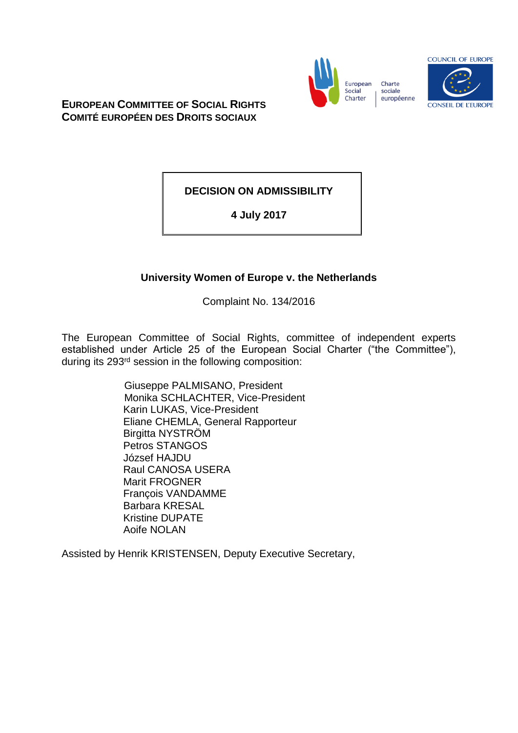**EUROPEAN COMMITTEE OF SOCIAL RIGHTS**
**COMITÉ EUROPÉEN DES DROITS SOCIAUX**

European Social Charter | Charte sociale européenne

COUNCIL OF EUROPE
CONSEIL DE L'EUROPE

**DECISION ON ADMISSIBILITY**

**4 July 2017**

**University Women of Europe v. the Netherlands**

Complaint No. 134/2016

The European Committee of Social Rights, committee of independent experts established under Article 25 of the European Social Charter ("the Committee"), during its 293rd session in the following composition:

Giuseppe PALMISANO, President
Monika SCHLACHTER, Vice-President
Karin LUKAS, Vice-President
Eliane CHEMLA, General Rapporteur
Birgitta NYSTRÖM
Petros STANGOS
József HAJDU
Raul CANOSA USERA
Marit FROGNER
François VANDAMME
Barbara KRESAL
Kristine DUPATE
Aoife NOLAN

Assisted by Henrik KRISTENSEN, Deputy Executive Secretary,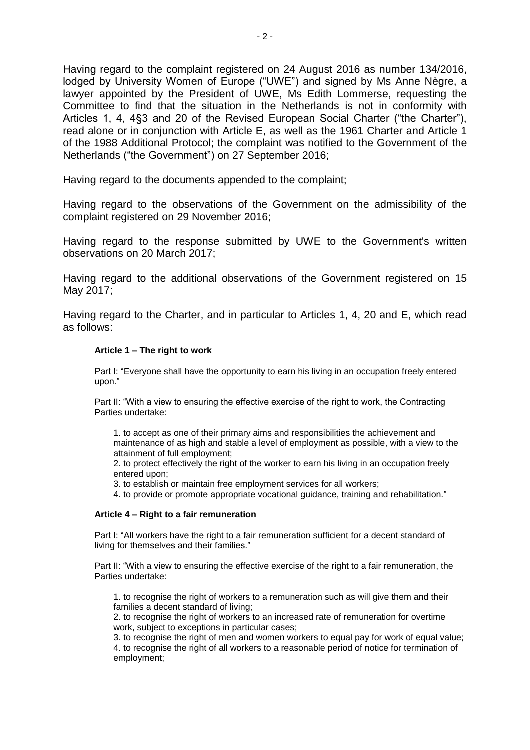Having regard to the complaint registered on 24 August 2016 as number 134/2016, lodged by University Women of Europe ("UWE") and signed by Ms Anne Nègre, a lawyer appointed by the President of UWE, Ms Edith Lommerse, requesting the Committee to find that the situation in the Netherlands is not in conformity with Articles 1, 4, 4§3 and 20 of the Revised European Social Charter ("the Charter"), read alone or in conjunction with Article E, as well as the 1961 Charter and Article 1 of the 1988 Additional Protocol; the complaint was notified to the Government of the Netherlands ("the Government") on 27 September 2016;

Having regard to the documents appended to the complaint;

Having regard to the observations of the Government on the admissibility of the complaint registered on 29 November 2016;

Having regard to the response submitted by UWE to the Government's written observations on 20 March 2017;

Having regard to the additional observations of the Government registered on 15 May 2017;

Having regard to the Charter, and in particular to Articles 1, 4, 20 and E, which read as follows:

**Article 1 – The right to work**

Part I: "Everyone shall have the opportunity to earn his living in an occupation freely entered upon."

Part II: "With a view to ensuring the effective exercise of the right to work, the Contracting Parties undertake:

1. to accept as one of their primary aims and responsibilities the achievement and maintenance of as high and stable a level of employment as possible, with a view to the attainment of full employment;
2. to protect effectively the right of the worker to earn his living in an occupation freely entered upon;
3. to establish or maintain free employment services for all workers;
4. to provide or promote appropriate vocational guidance, training and rehabilitation."

**Article 4 – Right to a fair remuneration**

Part I: "All workers have the right to a fair remuneration sufficient for a decent standard of living for themselves and their families."

Part II: "With a view to ensuring the effective exercise of the right to a fair remuneration, the Parties undertake:

1. to recognise the right of workers to a remuneration such as will give them and their families a decent standard of living;
2. to recognise the right of workers to an increased rate of remuneration for overtime work, subject to exceptions in particular cases;
3. to recognise the right of men and women workers to equal pay for work of equal value;
4. to recognise the right of all workers to a reasonable period of notice for termination of employment;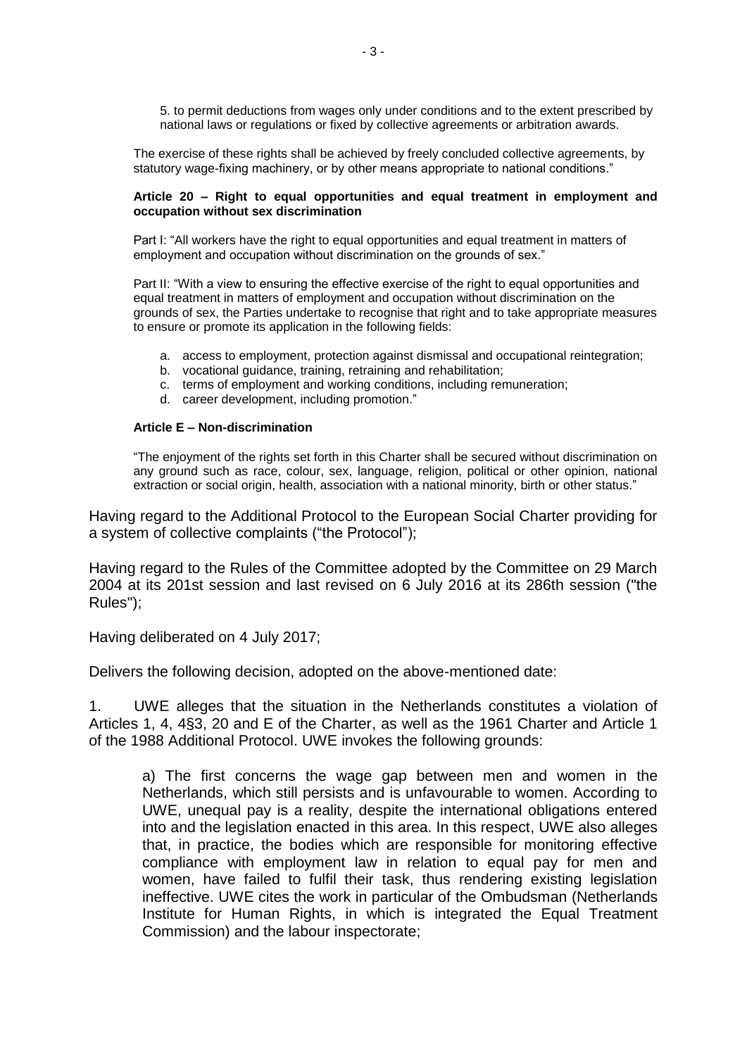5. to permit deductions from wages only under conditions and to the extent prescribed by national laws or regulations or fixed by collective agreements or arbitration awards.

The exercise of these rights shall be achieved by freely concluded collective agreements, by statutory wage-fixing machinery, or by other means appropriate to national conditions."

**Article 20 – Right to equal opportunities and equal treatment in employment and occupation without sex discrimination**

Part I: "All workers have the right to equal opportunities and equal treatment in matters of employment and occupation without discrimination on the grounds of sex."

Part II: "With a view to ensuring the effective exercise of the right to equal opportunities and equal treatment in matters of employment and occupation without discrimination on the grounds of sex, the Parties undertake to recognise that right and to take appropriate measures to ensure or promote its application in the following fields:

a. access to employment, protection against dismissal and occupational reintegration;
b. vocational guidance, training, retraining and rehabilitation;
c. terms of employment and working conditions, including remuneration;
d. career development, including promotion."

**Article E – Non-discrimination**

"The enjoyment of the rights set forth in this Charter shall be secured without discrimination on any ground such as race, colour, sex, language, religion, political or other opinion, national extraction or social origin, health, association with a national minority, birth or other status."

Having regard to the Additional Protocol to the European Social Charter providing for a system of collective complaints ("the Protocol");

Having regard to the Rules of the Committee adopted by the Committee on 29 March 2004 at its 201st session and last revised on 6 July 2016 at its 286th session ("the Rules");

Having deliberated on 4 July 2017;

Delivers the following decision, adopted on the above-mentioned date:

1. UWE alleges that the situation in the Netherlands constitutes a violation of Articles 1, 4, 4§3, 20 and E of the Charter, as well as the 1961 Charter and Article 1 of the 1988 Additional Protocol. UWE invokes the following grounds:

a) The first concerns the wage gap between men and women in the Netherlands, which still persists and is unfavourable to women. According to UWE, unequal pay is a reality, despite the international obligations entered into and the legislation enacted in this area. In this respect, UWE also alleges that, in practice, the bodies which are responsible for monitoring effective compliance with employment law in relation to equal pay for men and women, have failed to fulfil their task, thus rendering existing legislation ineffective. UWE cites the work in particular of the Ombudsman (Netherlands Institute for Human Rights, in which is integrated the Equal Treatment Commission) and the labour inspectorate;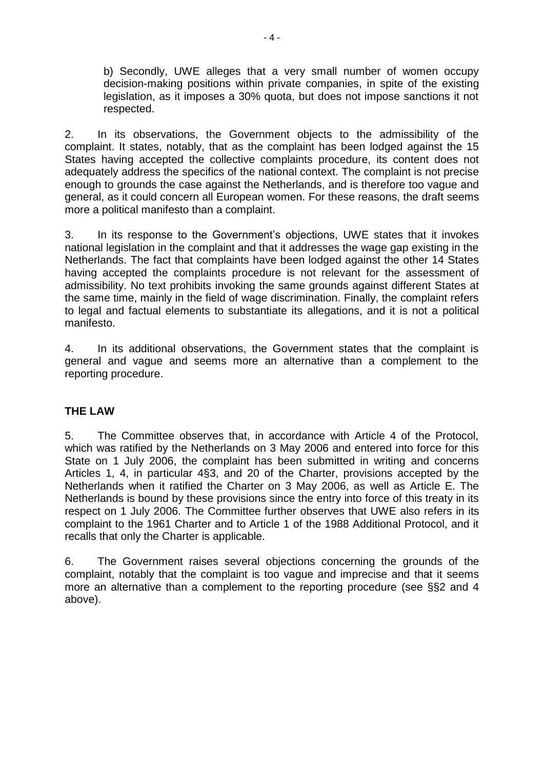b) Secondly, UWE alleges that a very small number of women occupy decision-making positions within private companies, in spite of the existing legislation, as it imposes a 30% quota, but does not impose sanctions it not respected.

2. In its observations, the Government objects to the admissibility of the complaint. It states, notably, that as the complaint has been lodged against the 15 States having accepted the collective complaints procedure, its content does not adequately address the specifics of the national context. The complaint is not precise enough to grounds the case against the Netherlands, and is therefore too vague and general, as it could concern all European women. For these reasons, the draft seems more a political manifesto than a complaint.

3. In its response to the Government's objections, UWE states that it invokes national legislation in the complaint and that it addresses the wage gap existing in the Netherlands. The fact that complaints have been lodged against the other 14 States having accepted the complaints procedure is not relevant for the assessment of admissibility. No text prohibits invoking the same grounds against different States at the same time, mainly in the field of wage discrimination. Finally, the complaint refers to legal and factual elements to substantiate its allegations, and it is not a political manifesto.

4. In its additional observations, the Government states that the complaint is general and vague and seems more an alternative than a complement to the reporting procedure.

## THE LAW

5. The Committee observes that, in accordance with Article 4 of the Protocol, which was ratified by the Netherlands on 3 May 2006 and entered into force for this State on 1 July 2006, the complaint has been submitted in writing and concerns Articles 1, 4, in particular 4§3, and 20 of the Charter, provisions accepted by the Netherlands when it ratified the Charter on 3 May 2006, as well as Article E. The Netherlands is bound by these provisions since the entry into force of this treaty in its respect on 1 July 2006. The Committee further observes that UWE also refers in its complaint to the 1961 Charter and to Article 1 of the 1988 Additional Protocol, and it recalls that only the Charter is applicable.

6. The Government raises several objections concerning the grounds of the complaint, notably that the complaint is too vague and imprecise and that it seems more an alternative than a complement to the reporting procedure (see §§2 and 4 above).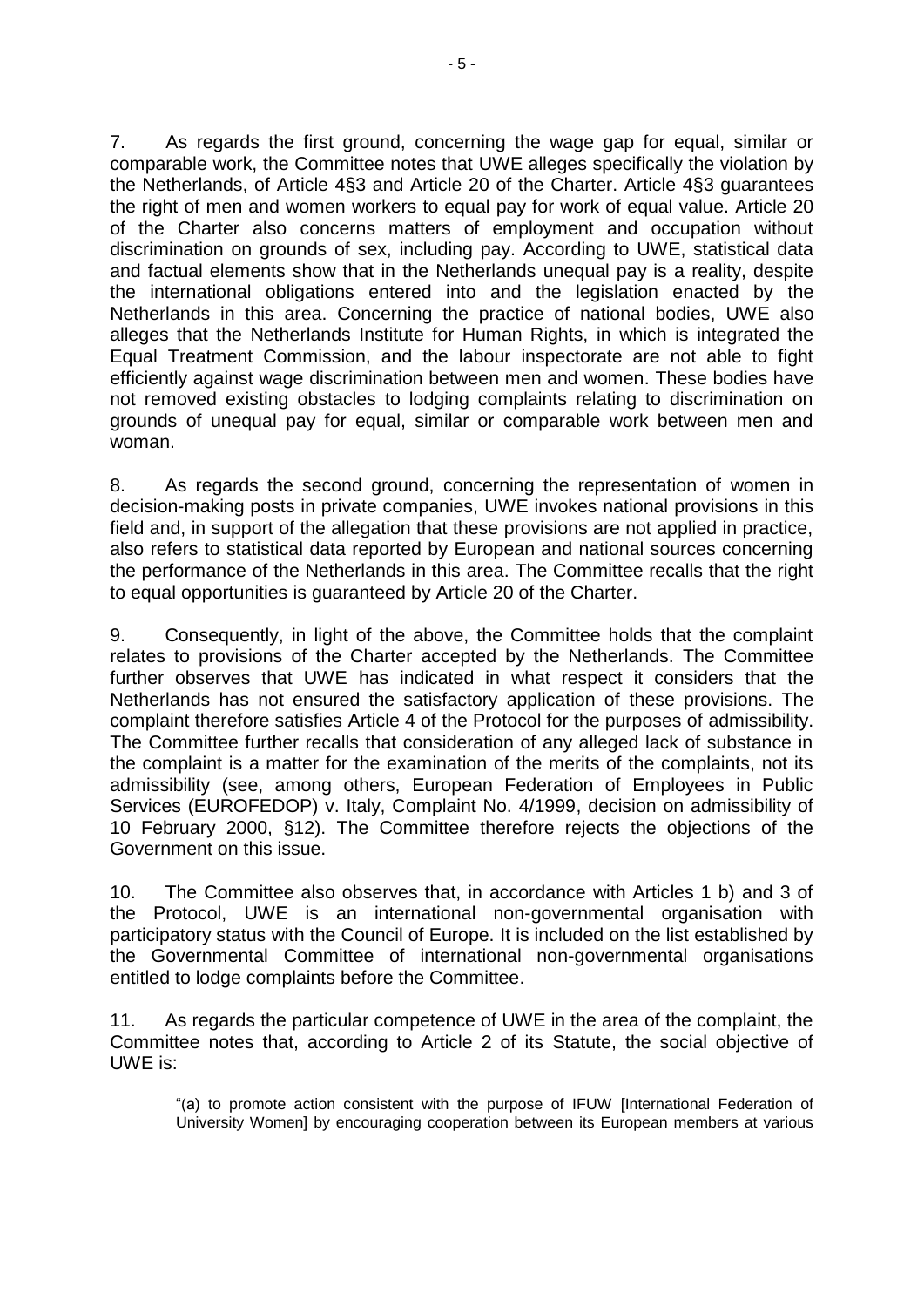7. As regards the first ground, concerning the wage gap for equal, similar or comparable work, the Committee notes that UWE alleges specifically the violation by the Netherlands, of Article 4§3 and Article 20 of the Charter. Article 4§3 guarantees the right of men and women workers to equal pay for work of equal value. Article 20 of the Charter also concerns matters of employment and occupation without discrimination on grounds of sex, including pay. According to UWE, statistical data and factual elements show that in the Netherlands unequal pay is a reality, despite the international obligations entered into and the legislation enacted by the Netherlands in this area. Concerning the practice of national bodies, UWE also alleges that the Netherlands Institute for Human Rights, in which is integrated the Equal Treatment Commission, and the labour inspectorate are not able to fight efficiently against wage discrimination between men and women. These bodies have not removed existing obstacles to lodging complaints relating to discrimination on grounds of unequal pay for equal, similar or comparable work between men and woman.

8. As regards the second ground, concerning the representation of women in decision-making posts in private companies, UWE invokes national provisions in this field and, in support of the allegation that these provisions are not applied in practice, also refers to statistical data reported by European and national sources concerning the performance of the Netherlands in this area. The Committee recalls that the right to equal opportunities is guaranteed by Article 20 of the Charter.

9. Consequently, in light of the above, the Committee holds that the complaint relates to provisions of the Charter accepted by the Netherlands. The Committee further observes that UWE has indicated in what respect it considers that the Netherlands has not ensured the satisfactory application of these provisions. The complaint therefore satisfies Article 4 of the Protocol for the purposes of admissibility. The Committee further recalls that consideration of any alleged lack of substance in the complaint is a matter for the examination of the merits of the complaints, not its admissibility (see, among others, European Federation of Employees in Public Services (EUROFEDOP) v. Italy, Complaint No. 4/1999, decision on admissibility of 10 February 2000, §12). The Committee therefore rejects the objections of the Government on this issue.

10. The Committee also observes that, in accordance with Articles 1 b) and 3 of the Protocol, UWE is an international non-governmental organisation with participatory status with the Council of Europe. It is included on the list established by the Governmental Committee of international non-governmental organisations entitled to lodge complaints before the Committee.

11. As regards the particular competence of UWE in the area of the complaint, the Committee notes that, according to Article 2 of its Statute, the social objective of UWE is:

> "(a) to promote action consistent with the purpose of IFUW [International Federation of University Women] by encouraging cooperation between its European members at various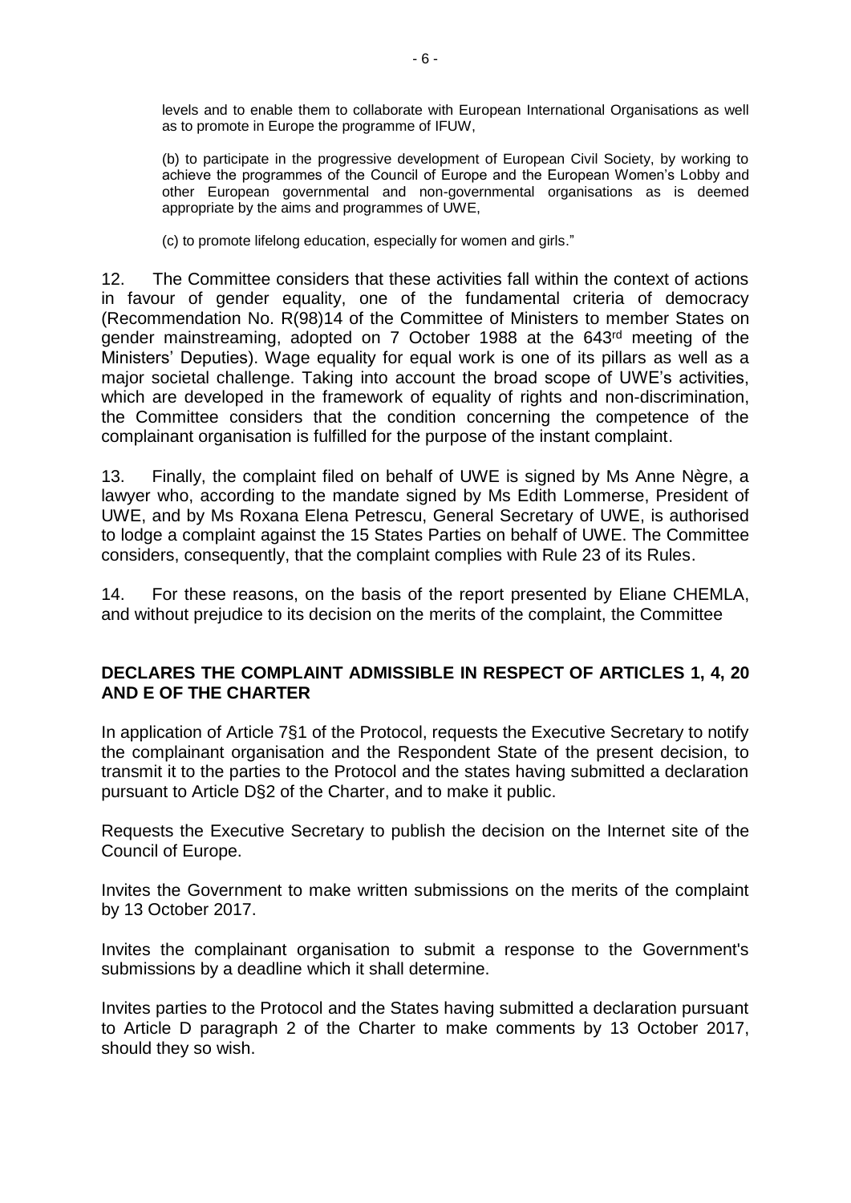levels and to enable them to collaborate with European International Organisations as well as to promote in Europe the programme of IFUW,

(b) to participate in the progressive development of European Civil Society, by working to achieve the programmes of the Council of Europe and the European Women's Lobby and other European governmental and non-governmental organisations as is deemed appropriate by the aims and programmes of UWE,

(c) to promote lifelong education, especially for women and girls."

12. The Committee considers that these activities fall within the context of actions in favour of gender equality, one of the fundamental criteria of democracy (Recommendation No. R(98)14 of the Committee of Ministers to member States on gender mainstreaming, adopted on 7 October 1988 at the 643rd meeting of the Ministers' Deputies). Wage equality for equal work is one of its pillars as well as a major societal challenge. Taking into account the broad scope of UWE's activities, which are developed in the framework of equality of rights and non-discrimination, the Committee considers that the condition concerning the competence of the complainant organisation is fulfilled for the purpose of the instant complaint.

13. Finally, the complaint filed on behalf of UWE is signed by Ms Anne Nègre, a lawyer who, according to the mandate signed by Ms Edith Lommerse, President of UWE, and by Ms Roxana Elena Petrescu, General Secretary of UWE, is authorised to lodge a complaint against the 15 States Parties on behalf of UWE. The Committee considers, consequently, that the complaint complies with Rule 23 of its Rules.

14. For these reasons, on the basis of the report presented by Eliane CHEMLA, and without prejudice to its decision on the merits of the complaint, the Committee

**DECLARES THE COMPLAINT ADMISSIBLE IN RESPECT OF ARTICLES 1, 4, 20 AND E OF THE CHARTER**

In application of Article 7§1 of the Protocol, requests the Executive Secretary to notify the complainant organisation and the Respondent State of the present decision, to transmit it to the parties to the Protocol and the states having submitted a declaration pursuant to Article D§2 of the Charter, and to make it public.

Requests the Executive Secretary to publish the decision on the Internet site of the Council of Europe.

Invites the Government to make written submissions on the merits of the complaint by 13 October 2017.

Invites the complainant organisation to submit a response to the Government's submissions by a deadline which it shall determine.

Invites parties to the Protocol and the States having submitted a declaration pursuant to Article D paragraph 2 of the Charter to make comments by 13 October 2017, should they so wish.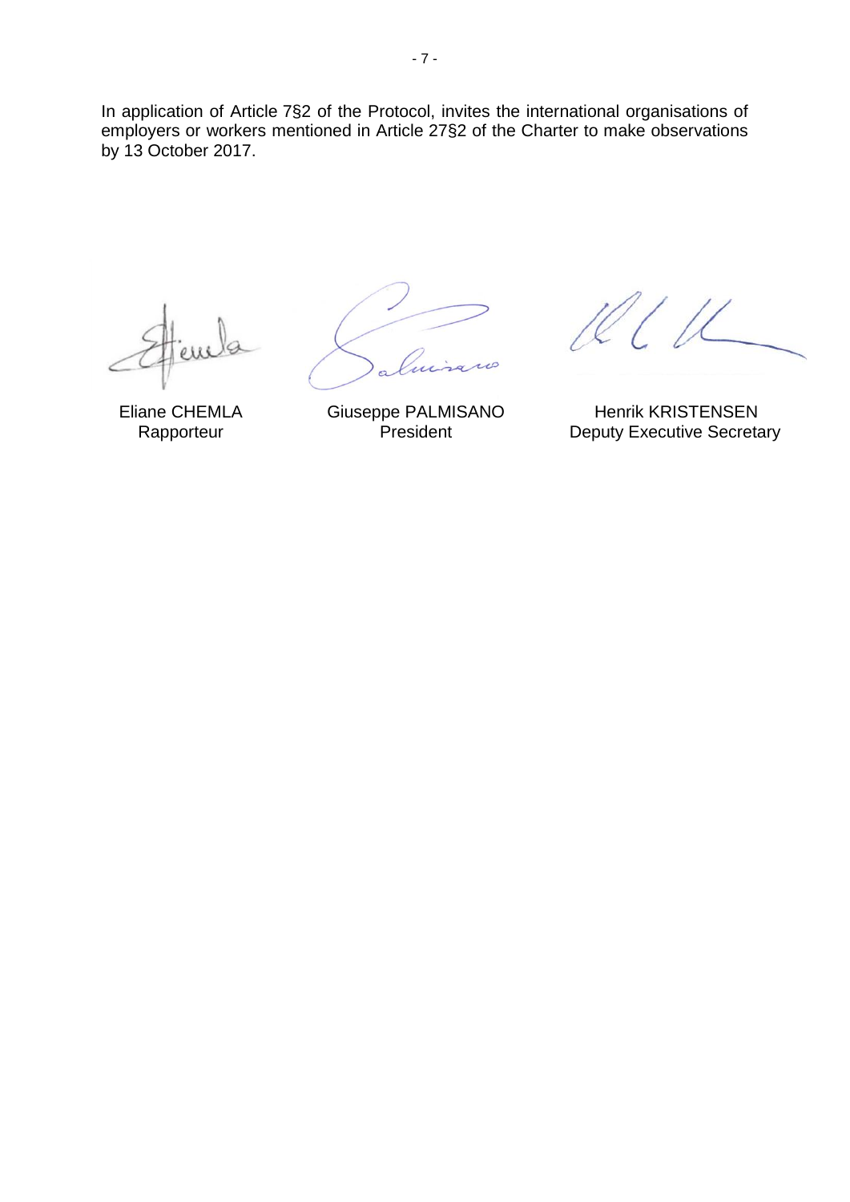In application of Article 7§2 of the Protocol, invites the international organisations of employers or workers mentioned in Article 27§2 of the Charter to make observations by 13 October 2017.

| | | |
|---|---|---|
| Eliane CHEMLA<br>Rapporteur | Giuseppe PALMISANO<br>President | Henrik KRISTENSEN<br>Deputy Executive Secretary |